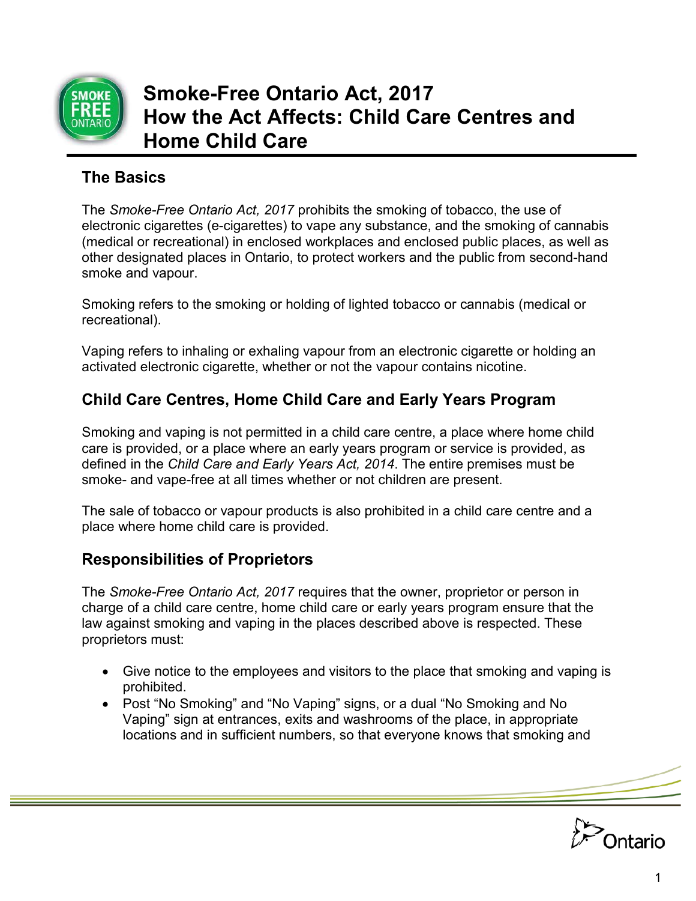# Smoke-Free Ontario Act, 2017
# How the Act Affects: Child Care Centres and Home Child Care

## The Basics

The *Smoke-Free Ontario Act, 2017* prohibits the smoking of tobacco, the use of electronic cigarettes (e-cigarettes) to vape any substance, and the smoking of cannabis (medical or recreational) in enclosed workplaces and enclosed public places, as well as other designated places in Ontario, to protect workers and the public from second-hand smoke and vapour.

Smoking refers to the smoking or holding of lighted tobacco or cannabis (medical or recreational).

Vaping refers to inhaling or exhaling vapour from an electronic cigarette or holding an activated electronic cigarette, whether or not the vapour contains nicotine.

## Child Care Centres, Home Child Care and Early Years Program

Smoking and vaping is not permitted in a child care centre, a place where home child care is provided, or a place where an early years program or service is provided, as defined in the *Child Care and Early Years Act, 2014*. The entire premises must be smoke- and vape-free at all times whether or not children are present.

The sale of tobacco or vapour products is also prohibited in a child care centre and a place where home child care is provided.

## Responsibilities of Proprietors

The *Smoke-Free Ontario Act, 2017* requires that the owner, proprietor or person in charge of a child care centre, home child care or early years program ensure that the law against smoking and vaping in the places described above is respected. These proprietors must:

- Give notice to the employees and visitors to the place that smoking and vaping is prohibited.
- Post "No Smoking" and "No Vaping" signs, or a dual "No Smoking and No Vaping" sign at entrances, exits and washrooms of the place, in appropriate locations and in sufficient numbers, so that everyone knows that smoking and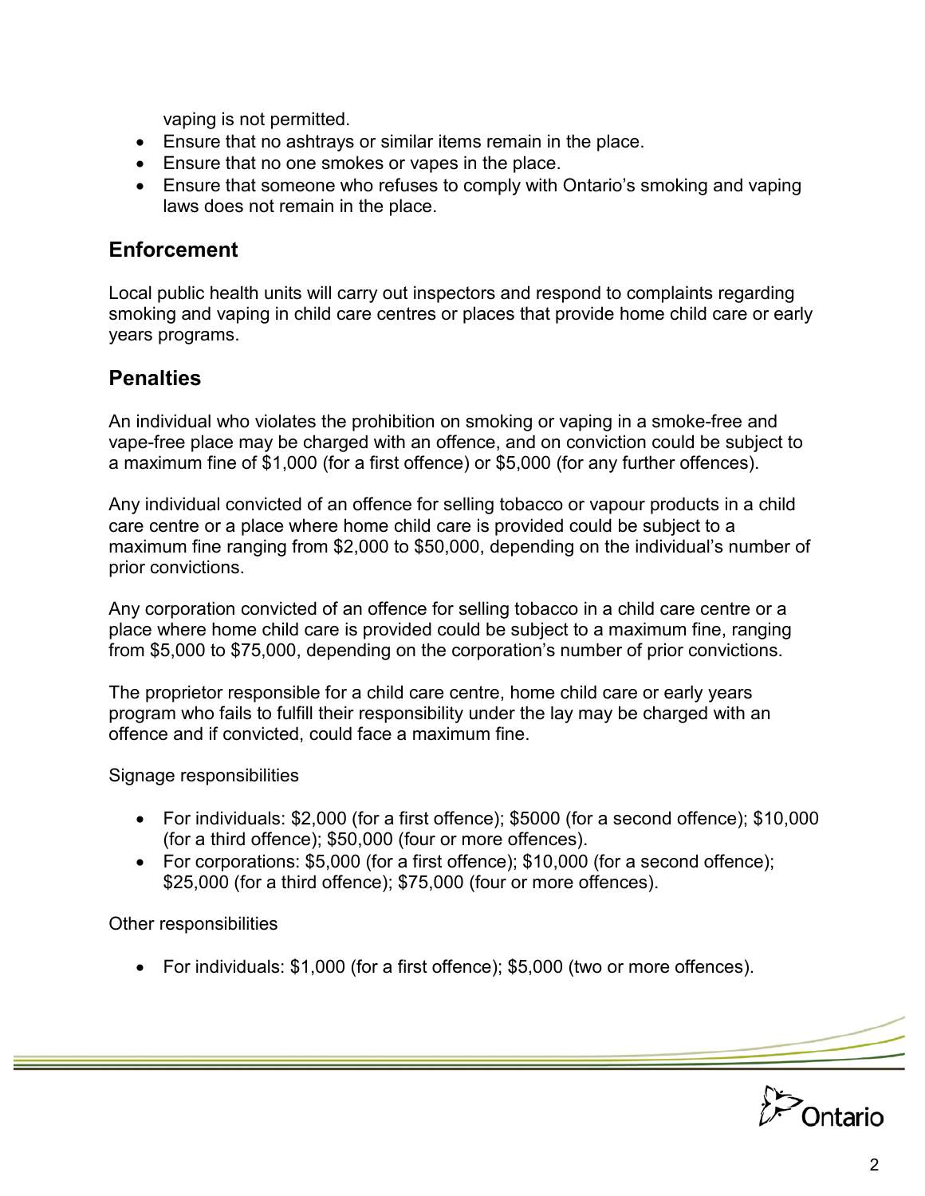vaping is not permitted.

- Ensure that no ashtrays or similar items remain in the place.
- Ensure that no one smokes or vapes in the place.
- Ensure that someone who refuses to comply with Ontario's smoking and vaping laws does not remain in the place.

## Enforcement

Local public health units will carry out inspectors and respond to complaints regarding smoking and vaping in child care centres or places that provide home child care or early years programs.

## Penalties

An individual who violates the prohibition on smoking or vaping in a smoke-free and vape-free place may be charged with an offence, and on conviction could be subject to a maximum fine of $1,000 (for a first offence) or $5,000 (for any further offences).

Any individual convicted of an offence for selling tobacco or vapour products in a child care centre or a place where home child care is provided could be subject to a maximum fine ranging from $2,000 to $50,000, depending on the individual's number of prior convictions.

Any corporation convicted of an offence for selling tobacco in a child care centre or a place where home child care is provided could be subject to a maximum fine, ranging from $5,000 to $75,000, depending on the corporation's number of prior convictions.

The proprietor responsible for a child care centre, home child care or early years program who fails to fulfill their responsibility under the lay may be charged with an offence and if convicted, could face a maximum fine.

Signage responsibilities

- For individuals: $2,000 (for a first offence); $5000 (for a second offence); $10,000 (for a third offence); $50,000 (four or more offences).
- For corporations: $5,000 (for a first offence); $10,000 (for a second offence); $25,000 (for a third offence); $75,000 (four or more offences).

Other responsibilities

- For individuals: $1,000 (for a first offence); $5,000 (two or more offences).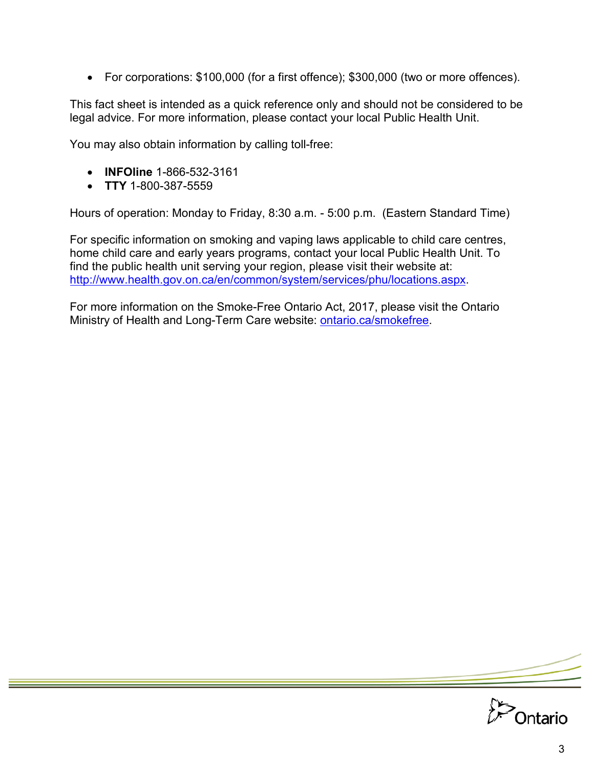- For corporations: $100,000 (for a first offence); $300,000 (two or more offences).

This fact sheet is intended as a quick reference only and should not be considered to be legal advice. For more information, please contact your local Public Health Unit.

You may also obtain information by calling toll-free:

- **INFOline** 1-866-532-3161
- **TTY** 1-800-387-5559

Hours of operation: Monday to Friday, 8:30 a.m. - 5:00 p.m. (Eastern Standard Time)

For specific information on smoking and vaping laws applicable to child care centres, home child care and early years programs, contact your local Public Health Unit. To find the public health unit serving your region, please visit their website at: [http://www.health.gov.on.ca/en/common/system/services/phu/locations.aspx](http://www.health.gov.on.ca/en/common/system/services/phu/locations.aspx).

For more information on the Smoke-Free Ontario Act, 2017, please visit the Ontario Ministry of Health and Long-Term Care website: [ontario.ca/smokefree](ontario.ca/smokefree).